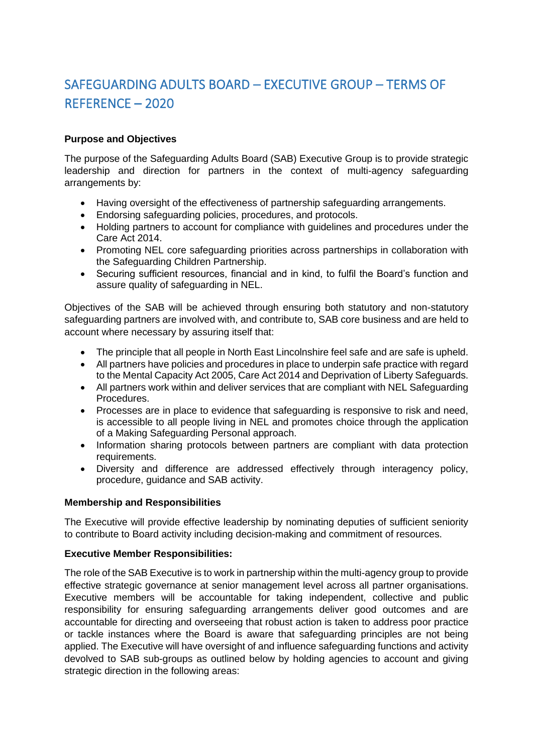# SAFEGUARDING ADULTS BOARD – EXECUTIVE GROUP – TERMS OF REFERENCE – 2020

**Purpose and Objectives**

The purpose of the Safeguarding Adults Board (SAB) Executive Group is to provide strategic leadership and direction for partners in the context of multi-agency safeguarding arrangements by:

- Having oversight of the effectiveness of partnership safeguarding arrangements.
- Endorsing safeguarding policies, procedures, and protocols.
- Holding partners to account for compliance with guidelines and procedures under the Care Act 2014.
- Promoting NEL core safeguarding priorities across partnerships in collaboration with the Safeguarding Children Partnership.
- Securing sufficient resources, financial and in kind, to fulfil the Board's function and assure quality of safeguarding in NEL.

Objectives of the SAB will be achieved through ensuring both statutory and non-statutory safeguarding partners are involved with, and contribute to, SAB core business and are held to account where necessary by assuring itself that:

- The principle that all people in North East Lincolnshire feel safe and are safe is upheld.
- All partners have policies and procedures in place to underpin safe practice with regard to the Mental Capacity Act 2005, Care Act 2014 and Deprivation of Liberty Safeguards.
- All partners work within and deliver services that are compliant with NEL Safeguarding Procedures.
- Processes are in place to evidence that safeguarding is responsive to risk and need, is accessible to all people living in NEL and promotes choice through the application of a Making Safeguarding Personal approach.
- Information sharing protocols between partners are compliant with data protection requirements.
- Diversity and difference are addressed effectively through interagency policy, procedure, guidance and SAB activity.

**Membership and Responsibilities**

The Executive will provide effective leadership by nominating deputies of sufficient seniority to contribute to Board activity including decision-making and commitment of resources.

**Executive Member Responsibilities:**

The role of the SAB Executive is to work in partnership within the multi-agency group to provide effective strategic governance at senior management level across all partner organisations. Executive members will be accountable for taking independent, collective and public responsibility for ensuring safeguarding arrangements deliver good outcomes and are accountable for directing and overseeing that robust action is taken to address poor practice or tackle instances where the Board is aware that safeguarding principles are not being applied. The Executive will have oversight of and influence safeguarding functions and activity devolved to SAB sub-groups as outlined below by holding agencies to account and giving strategic direction in the following areas: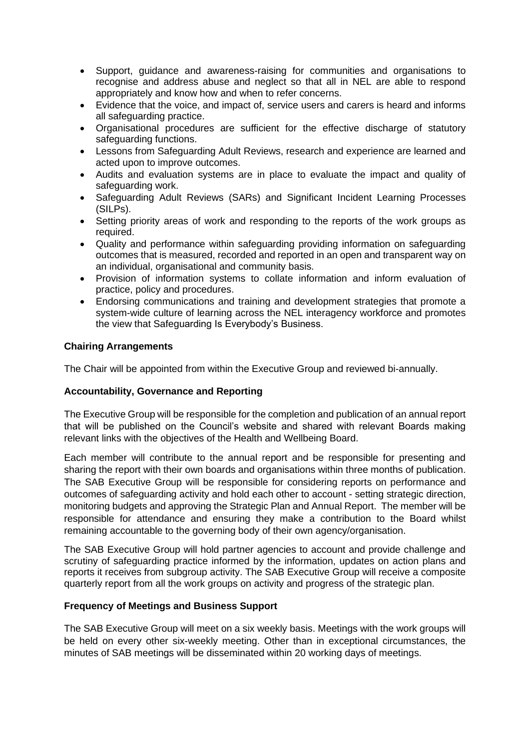- Support, guidance and awareness-raising for communities and organisations to recognise and address abuse and neglect so that all in NEL are able to respond appropriately and know how and when to refer concerns.
- Evidence that the voice, and impact of, service users and carers is heard and informs all safeguarding practice.
- Organisational procedures are sufficient for the effective discharge of statutory safeguarding functions.
- Lessons from Safeguarding Adult Reviews, research and experience are learned and acted upon to improve outcomes.
- Audits and evaluation systems are in place to evaluate the impact and quality of safeguarding work.
- Safeguarding Adult Reviews (SARs) and Significant Incident Learning Processes (SILPs).
- Setting priority areas of work and responding to the reports of the work groups as required.
- Quality and performance within safeguarding providing information on safeguarding outcomes that is measured, recorded and reported in an open and transparent way on an individual, organisational and community basis.
- Provision of information systems to collate information and inform evaluation of practice, policy and procedures.
- Endorsing communications and training and development strategies that promote a system-wide culture of learning across the NEL interagency workforce and promotes the view that Safeguarding Is Everybody's Business.

**Chairing Arrangements**

The Chair will be appointed from within the Executive Group and reviewed bi-annually.

**Accountability, Governance and Reporting**

The Executive Group will be responsible for the completion and publication of an annual report that will be published on the Council's website and shared with relevant Boards making relevant links with the objectives of the Health and Wellbeing Board.

Each member will contribute to the annual report and be responsible for presenting and sharing the report with their own boards and organisations within three months of publication. The SAB Executive Group will be responsible for considering reports on performance and outcomes of safeguarding activity and hold each other to account - setting strategic direction, monitoring budgets and approving the Strategic Plan and Annual Report. The member will be responsible for attendance and ensuring they make a contribution to the Board whilst remaining accountable to the governing body of their own agency/organisation.

The SAB Executive Group will hold partner agencies to account and provide challenge and scrutiny of safeguarding practice informed by the information, updates on action plans and reports it receives from subgroup activity. The SAB Executive Group will receive a composite quarterly report from all the work groups on activity and progress of the strategic plan.

**Frequency of Meetings and Business Support**

The SAB Executive Group will meet on a six weekly basis. Meetings with the work groups will be held on every other six-weekly meeting. Other than in exceptional circumstances, the minutes of SAB meetings will be disseminated within 20 working days of meetings.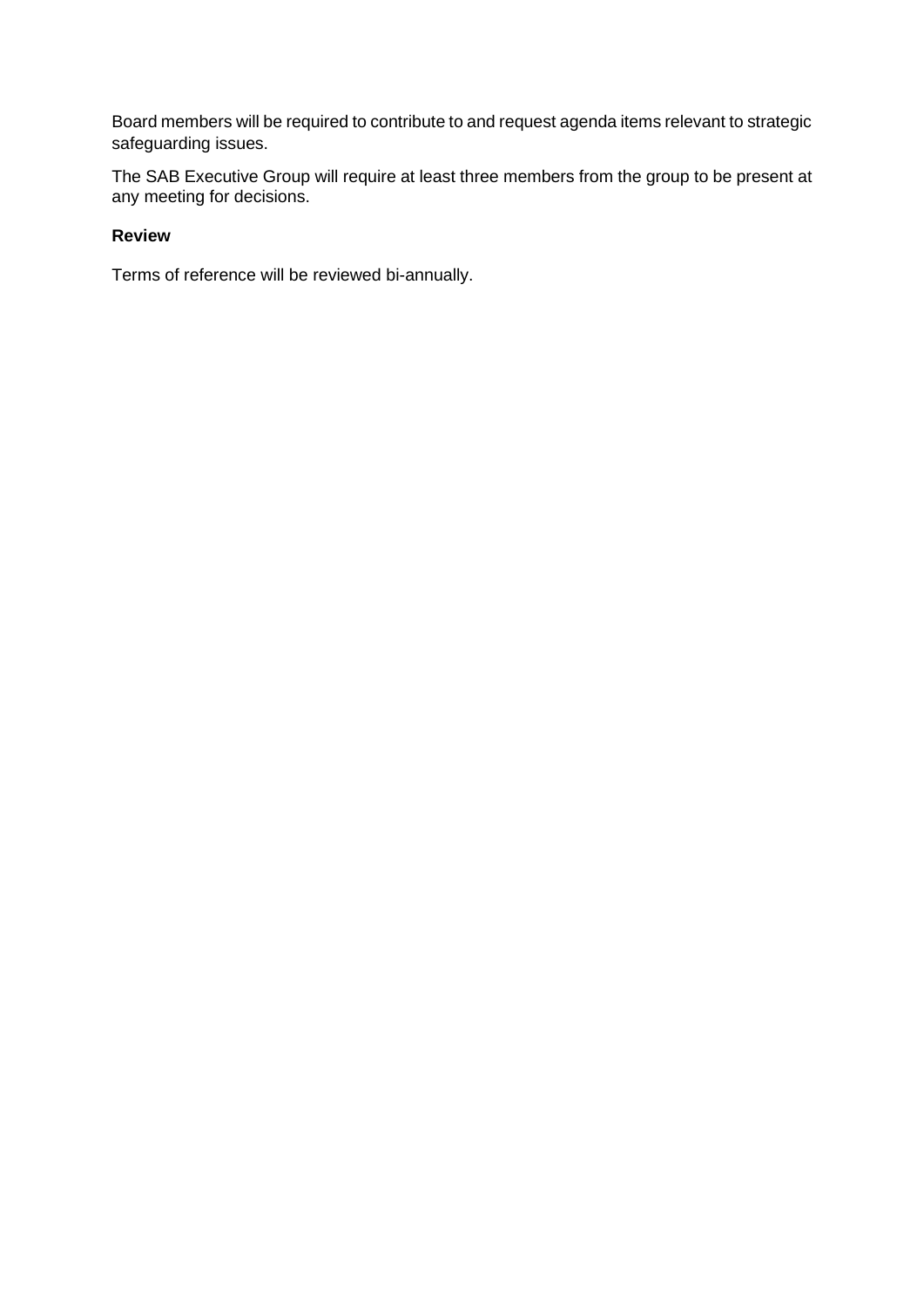Board members will be required to contribute to and request agenda items relevant to strategic safeguarding issues.

The SAB Executive Group will require at least three members from the group to be present at any meeting for decisions.

**Review**

Terms of reference will be reviewed bi-annually.